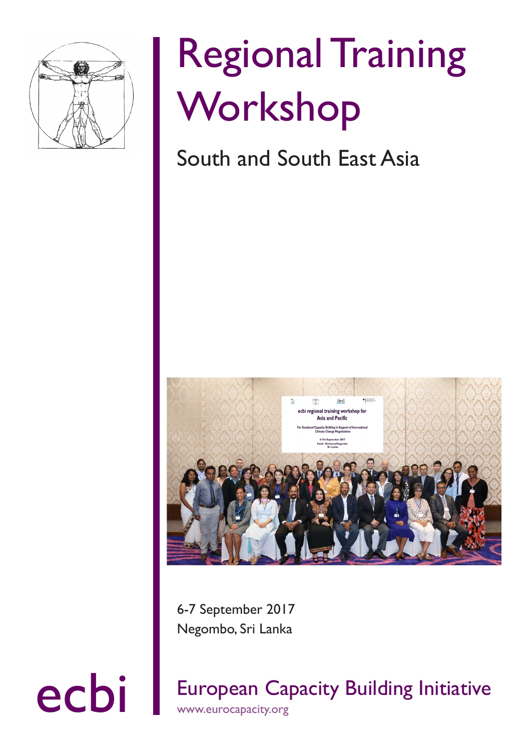# Regional Training Workshop

## South and South East Asia

6-7 September 2017
Negombo, Sri Lanka

ecbi

European Capacity Building Initiative
www.eurocapacity.org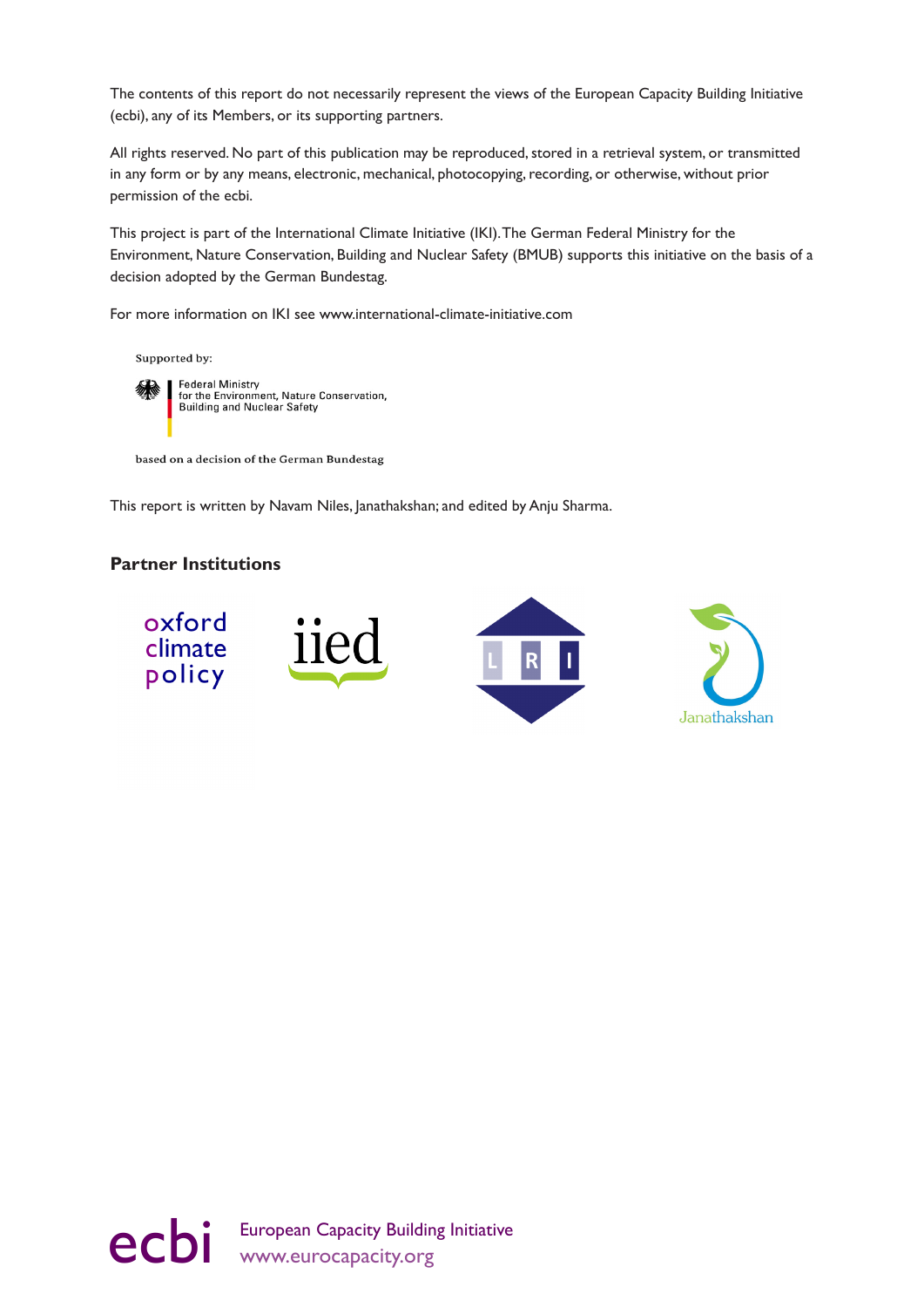The contents of this report do not necessarily represent the views of the European Capacity Building Initiative (ecbi), any of its Members, or its supporting partners.

All rights reserved. No part of this publication may be reproduced, stored in a retrieval system, or transmitted in any form or by any means, electronic, mechanical, photocopying, recording, or otherwise, without prior permission of the ecbi.

This project is part of the International Climate Initiative (IKI). The German Federal Ministry for the Environment, Nature Conservation, Building and Nuclear Safety (BMUB) supports this initiative on the basis of a decision adopted by the German Bundestag.

For more information on IKI see www.international-climate-initiative.com

Supported by:

Federal Ministry for the Environment, Nature Conservation, Building and Nuclear Safety

based on a decision of the German Bundestag

This report is written by Navam Niles, Janathakshan; and edited by Anju Sharma.

**Partner Institutions**

oxford climate policy

iied

LRI

Janathakshan

ecbi European Capacity Building Initiative
www.eurocapacity.org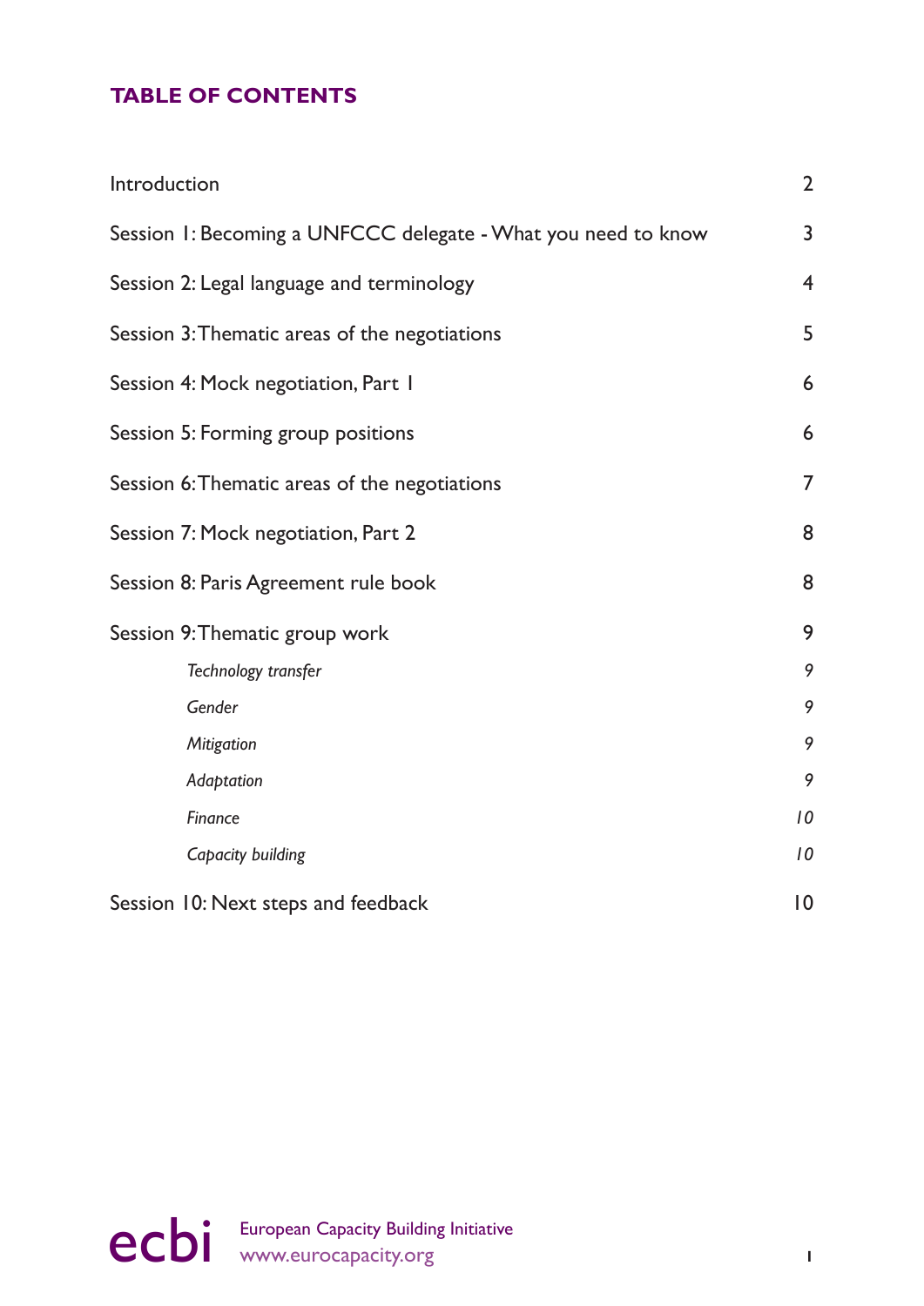## TABLE OF CONTENTS

| | |
|---|---|
| Introduction | 2 |
| Session 1: Becoming a UNFCCC delegate - What you need to know | 3 |
| Session 2: Legal language and terminology | 4 |
| Session 3: Thematic areas of the negotiations | 5 |
| Session 4: Mock negotiation, Part 1 | 6 |
| Session 5: Forming group positions | 6 |
| Session 6: Thematic areas of the negotiations | 7 |
| Session 7: Mock negotiation, Part 2 | 8 |
| Session 8: Paris Agreement rule book | 8 |
| Session 9: Thematic group work | 9 |
| *Technology transfer* | *9* |
| *Gender* | *9* |
| *Mitigation* | *9* |
| *Adaptation* | *9* |
| *Finance* | *10* |
| *Capacity building* | *10* |
| Session 10: Next steps and feedback | 10 |

ecbi European Capacity Building Initiative
www.eurocapacity.org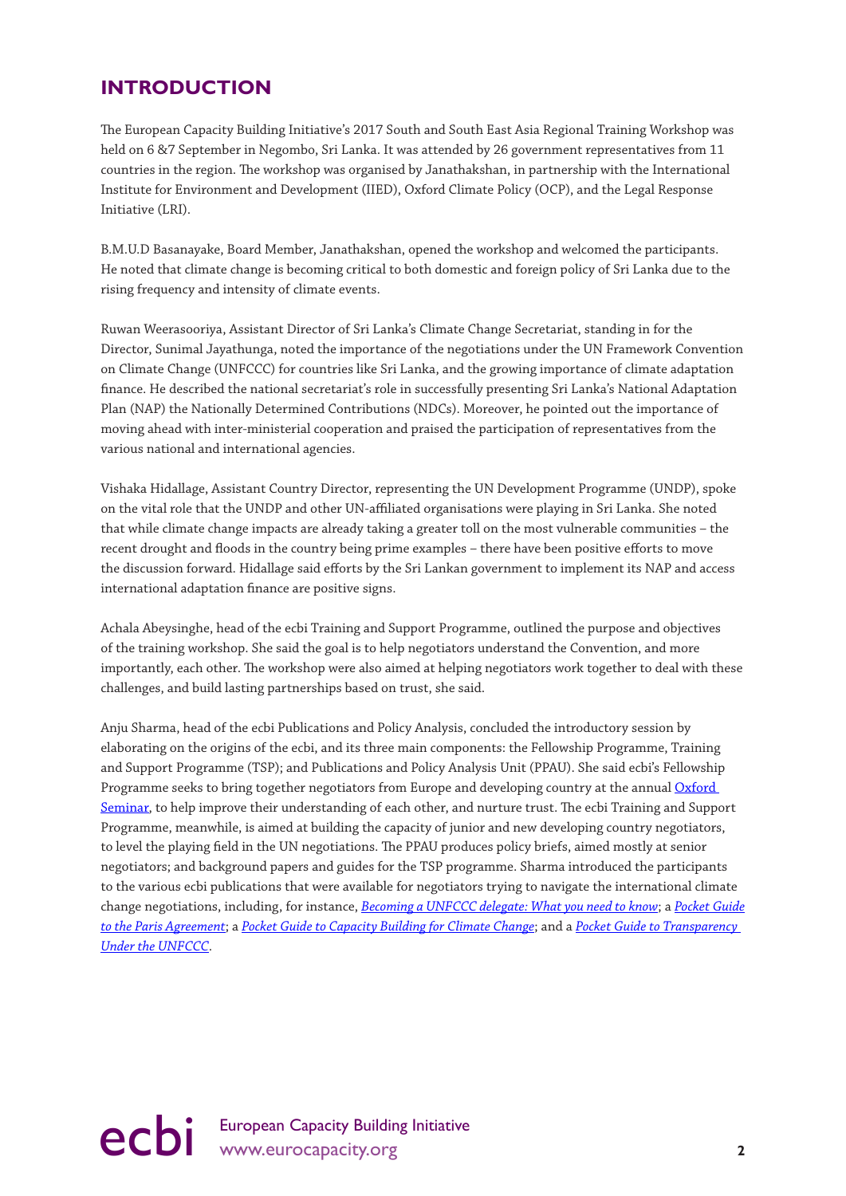## INTRODUCTION

The European Capacity Building Initiative's 2017 South and South East Asia Regional Training Workshop was held on 6 &7 September in Negombo, Sri Lanka. It was attended by 26 government representatives from 11 countries in the region. The workshop was organised by Janathakshan, in partnership with the International Institute for Environment and Development (IIED), Oxford Climate Policy (OCP), and the Legal Response Initiative (LRI).

B.M.U.D Basanayake, Board Member, Janathakshan, opened the workshop and welcomed the participants. He noted that climate change is becoming critical to both domestic and foreign policy of Sri Lanka due to the rising frequency and intensity of climate events.

Ruwan Weerasooriya, Assistant Director of Sri Lanka's Climate Change Secretariat, standing in for the Director, Sunimal Jayathunga, noted the importance of the negotiations under the UN Framework Convention on Climate Change (UNFCCC) for countries like Sri Lanka, and the growing importance of climate adaptation finance. He described the national secretariat's role in successfully presenting Sri Lanka's National Adaptation Plan (NAP) the Nationally Determined Contributions (NDCs). Moreover, he pointed out the importance of moving ahead with inter-ministerial cooperation and praised the participation of representatives from the various national and international agencies.

Vishaka Hidallage, Assistant Country Director, representing the UN Development Programme (UNDP), spoke on the vital role that the UNDP and other UN-affiliated organisations were playing in Sri Lanka. She noted that while climate change impacts are already taking a greater toll on the most vulnerable communities – the recent drought and floods in the country being prime examples – there have been positive efforts to move the discussion forward. Hidallage said efforts by the Sri Lankan government to implement its NAP and access international adaptation finance are positive signs.

Achala Abeysinghe, head of the ecbi Training and Support Programme, outlined the purpose and objectives of the training workshop. She said the goal is to help negotiators understand the Convention, and more importantly, each other. The workshop were also aimed at helping negotiators work together to deal with these challenges, and build lasting partnerships based on trust, she said.

Anju Sharma, head of the ecbi Publications and Policy Analysis, concluded the introductory session by elaborating on the origins of the ecbi, and its three main components: the Fellowship Programme, Training and Support Programme (TSP); and Publications and Policy Analysis Unit (PPAU). She said ecbi's Fellowship Programme seeks to bring together negotiators from Europe and developing country at the annual Oxford Seminar, to help improve their understanding of each other, and nurture trust. The ecbi Training and Support Programme, meanwhile, is aimed at building the capacity of junior and new developing country negotiators, to level the playing field in the UN negotiations. The PPAU produces policy briefs, aimed mostly at senior negotiators; and background papers and guides for the TSP programme. Sharma introduced the participants to the various ecbi publications that were available for negotiators trying to navigate the international climate change negotiations, including, for instance, *Becoming a UNFCCC delegate: What you need to know*; a *Pocket Guide to the Paris Agreement*; a *Pocket Guide to Capacity Building for Climate Change*; and a *Pocket Guide to Transparency Under the UNFCCC*.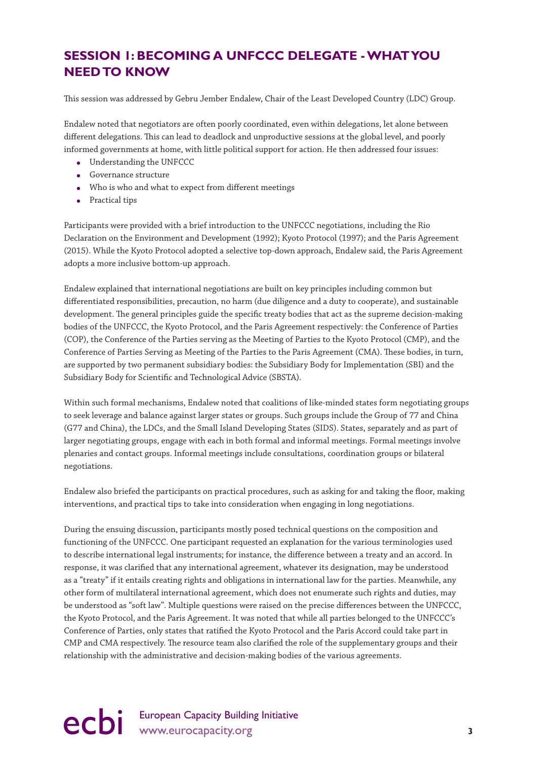## SESSION 1: BECOMING A UNFCCC DELEGATE - WHAT YOU NEED TO KNOW

This session was addressed by Gebru Jember Endalew, Chair of the Least Developed Country (LDC) Group.

Endalew noted that negotiators are often poorly coordinated, even within delegations, let alone between different delegations. This can lead to deadlock and unproductive sessions at the global level, and poorly informed governments at home, with little political support for action. He then addressed four issues:

- Understanding the UNFCCC
- Governance structure
- Who is who and what to expect from different meetings
- Practical tips

Participants were provided with a brief introduction to the UNFCCC negotiations, including the Rio Declaration on the Environment and Development (1992); Kyoto Protocol (1997); and the Paris Agreement (2015). While the Kyoto Protocol adopted a selective top-down approach, Endalew said, the Paris Agreement adopts a more inclusive bottom-up approach.

Endalew explained that international negotiations are built on key principles including common but differentiated responsibilities, precaution, no harm (due diligence and a duty to cooperate), and sustainable development. The general principles guide the specific treaty bodies that act as the supreme decision-making bodies of the UNFCCC, the Kyoto Protocol, and the Paris Agreement respectively: the Conference of Parties (COP), the Conference of the Parties serving as the Meeting of Parties to the Kyoto Protocol (CMP), and the Conference of Parties Serving as Meeting of the Parties to the Paris Agreement (CMA). These bodies, in turn, are supported by two permanent subsidiary bodies: the Subsidiary Body for Implementation (SBI) and the Subsidiary Body for Scientific and Technological Advice (SBSTA).

Within such formal mechanisms, Endalew noted that coalitions of like-minded states form negotiating groups to seek leverage and balance against larger states or groups. Such groups include the Group of 77 and China (G77 and China), the LDCs, and the Small Island Developing States (SIDS). States, separately and as part of larger negotiating groups, engage with each in both formal and informal meetings. Formal meetings involve plenaries and contact groups. Informal meetings include consultations, coordination groups or bilateral negotiations.

Endalew also briefed the participants on practical procedures, such as asking for and taking the floor, making interventions, and practical tips to take into consideration when engaging in long negotiations.

During the ensuing discussion, participants mostly posed technical questions on the composition and functioning of the UNFCCC. One participant requested an explanation for the various terminologies used to describe international legal instruments; for instance, the difference between a treaty and an accord. In response, it was clarified that any international agreement, whatever its designation, may be understood as a "treaty" if it entails creating rights and obligations in international law for the parties. Meanwhile, any other form of multilateral international agreement, which does not enumerate such rights and duties, may be understood as "soft law". Multiple questions were raised on the precise differences between the UNFCCC, the Kyoto Protocol, and the Paris Agreement. It was noted that while all parties belonged to the UNFCCC's Conference of Parties, only states that ratified the Kyoto Protocol and the Paris Accord could take part in CMP and CMA respectively. The resource team also clarified the role of the supplementary groups and their relationship with the administrative and decision-making bodies of the various agreements.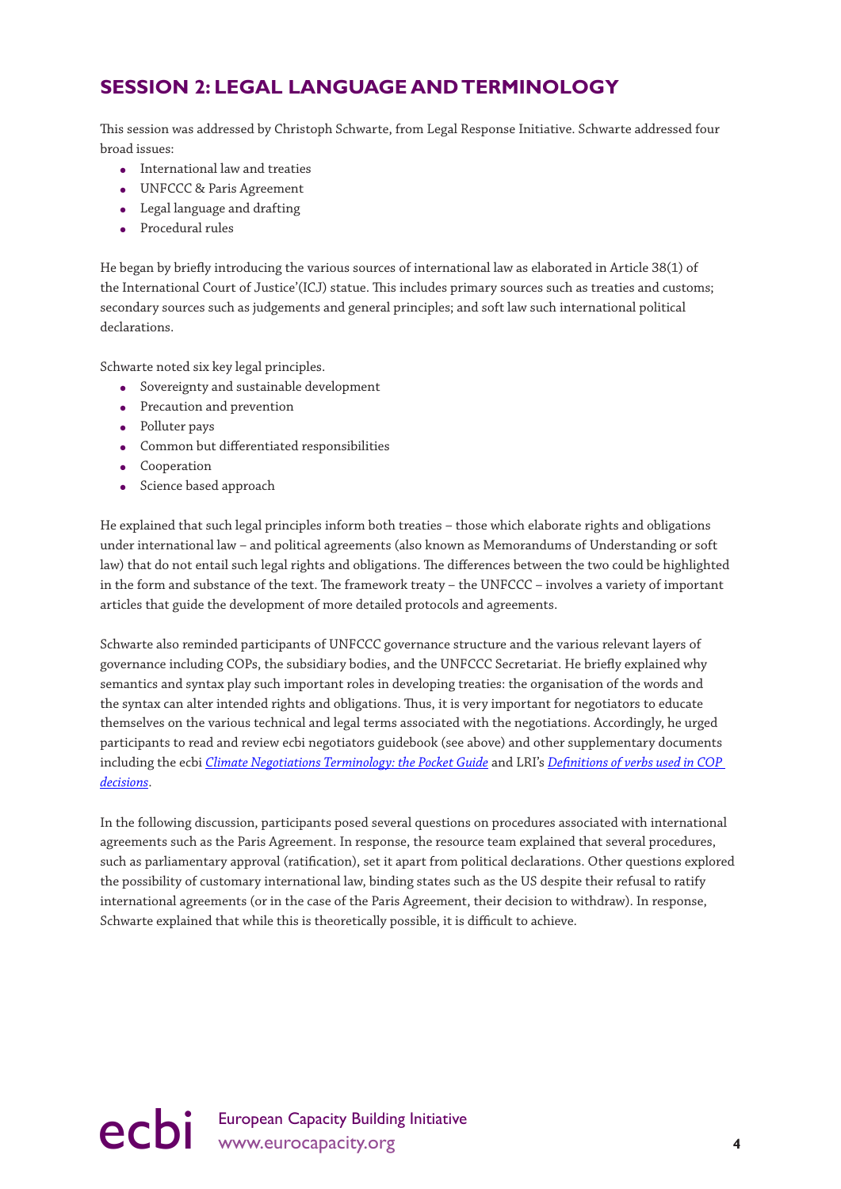## SESSION 2: LEGAL LANGUAGE AND TERMINOLOGY

This session was addressed by Christoph Schwarte, from Legal Response Initiative. Schwarte addressed four broad issues:

- International law and treaties
- UNFCCC & Paris Agreement
- Legal language and drafting
- Procedural rules

He began by briefly introducing the various sources of international law as elaborated in Article 38(1) of the International Court of Justice'(ICJ) statue. This includes primary sources such as treaties and customs; secondary sources such as judgements and general principles; and soft law such international political declarations.

Schwarte noted six key legal principles.

- Sovereignty and sustainable development
- Precaution and prevention
- Polluter pays
- Common but differentiated responsibilities
- Cooperation
- Science based approach

He explained that such legal principles inform both treaties – those which elaborate rights and obligations under international law – and political agreements (also known as Memorandums of Understanding or soft law) that do not entail such legal rights and obligations. The differences between the two could be highlighted in the form and substance of the text. The framework treaty – the UNFCCC – involves a variety of important articles that guide the development of more detailed protocols and agreements.

Schwarte also reminded participants of UNFCCC governance structure and the various relevant layers of governance including COPs, the subsidiary bodies, and the UNFCCC Secretariat. He briefly explained why semantics and syntax play such important roles in developing treaties: the organisation of the words and the syntax can alter intended rights and obligations. Thus, it is very important for negotiators to educate themselves on the various technical and legal terms associated with the negotiations. Accordingly, he urged participants to read and review ecbi negotiators guidebook (see above) and other supplementary documents including the ecbi *Climate Negotiations Terminology: the Pocket Guide* and LRI's *Definitions of verbs used in COP decisions*.

In the following discussion, participants posed several questions on procedures associated with international agreements such as the Paris Agreement. In response, the resource team explained that several procedures, such as parliamentary approval (ratification), set it apart from political declarations. Other questions explored the possibility of customary international law, binding states such as the US despite their refusal to ratify international agreements (or in the case of the Paris Agreement, their decision to withdraw). In response, Schwarte explained that while this is theoretically possible, it is difficult to achieve.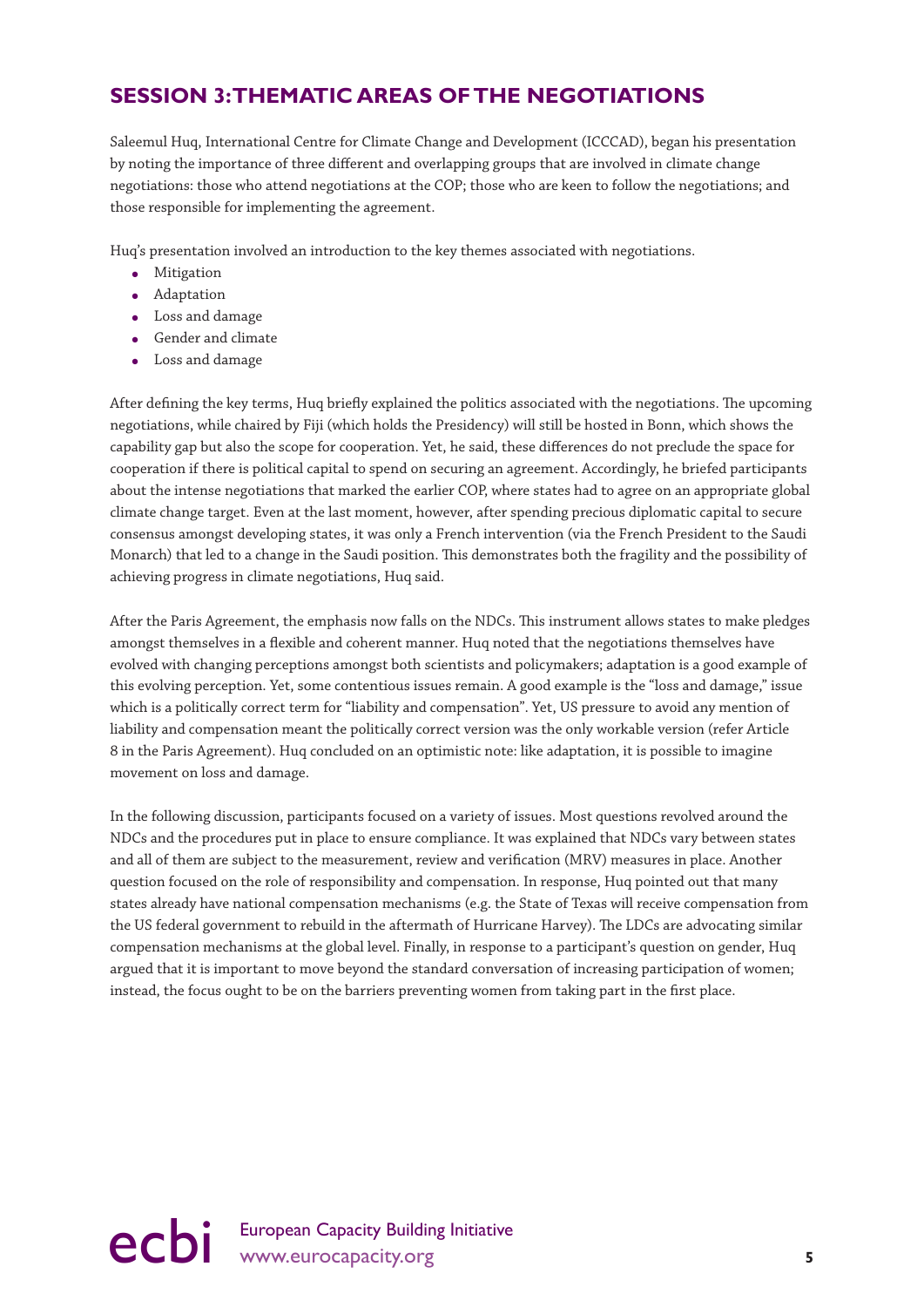## SESSION 3: THEMATIC AREAS OF THE NEGOTIATIONS

Saleemul Huq, International Centre for Climate Change and Development (ICCCAD), began his presentation by noting the importance of three different and overlapping groups that are involved in climate change negotiations: those who attend negotiations at the COP; those who are keen to follow the negotiations; and those responsible for implementing the agreement.

Huq's presentation involved an introduction to the key themes associated with negotiations.

- Mitigation
- Adaptation
- Loss and damage
- Gender and climate
- Loss and damage

After defining the key terms, Huq briefly explained the politics associated with the negotiations. The upcoming negotiations, while chaired by Fiji (which holds the Presidency) will still be hosted in Bonn, which shows the capability gap but also the scope for cooperation. Yet, he said, these differences do not preclude the space for cooperation if there is political capital to spend on securing an agreement. Accordingly, he briefed participants about the intense negotiations that marked the earlier COP, where states had to agree on an appropriate global climate change target. Even at the last moment, however, after spending precious diplomatic capital to secure consensus amongst developing states, it was only a French intervention (via the French President to the Saudi Monarch) that led to a change in the Saudi position. This demonstrates both the fragility and the possibility of achieving progress in climate negotiations, Huq said.

After the Paris Agreement, the emphasis now falls on the NDCs. This instrument allows states to make pledges amongst themselves in a flexible and coherent manner. Huq noted that the negotiations themselves have evolved with changing perceptions amongst both scientists and policymakers; adaptation is a good example of this evolving perception. Yet, some contentious issues remain. A good example is the "loss and damage," issue which is a politically correct term for "liability and compensation". Yet, US pressure to avoid any mention of liability and compensation meant the politically correct version was the only workable version (refer Article 8 in the Paris Agreement). Huq concluded on an optimistic note: like adaptation, it is possible to imagine movement on loss and damage.

In the following discussion, participants focused on a variety of issues. Most questions revolved around the NDCs and the procedures put in place to ensure compliance. It was explained that NDCs vary between states and all of them are subject to the measurement, review and verification (MRV) measures in place. Another question focused on the role of responsibility and compensation. In response, Huq pointed out that many states already have national compensation mechanisms (e.g. the State of Texas will receive compensation from the US federal government to rebuild in the aftermath of Hurricane Harvey). The LDCs are advocating similar compensation mechanisms at the global level. Finally, in response to a participant's question on gender, Huq argued that it is important to move beyond the standard conversation of increasing participation of women; instead, the focus ought to be on the barriers preventing women from taking part in the first place.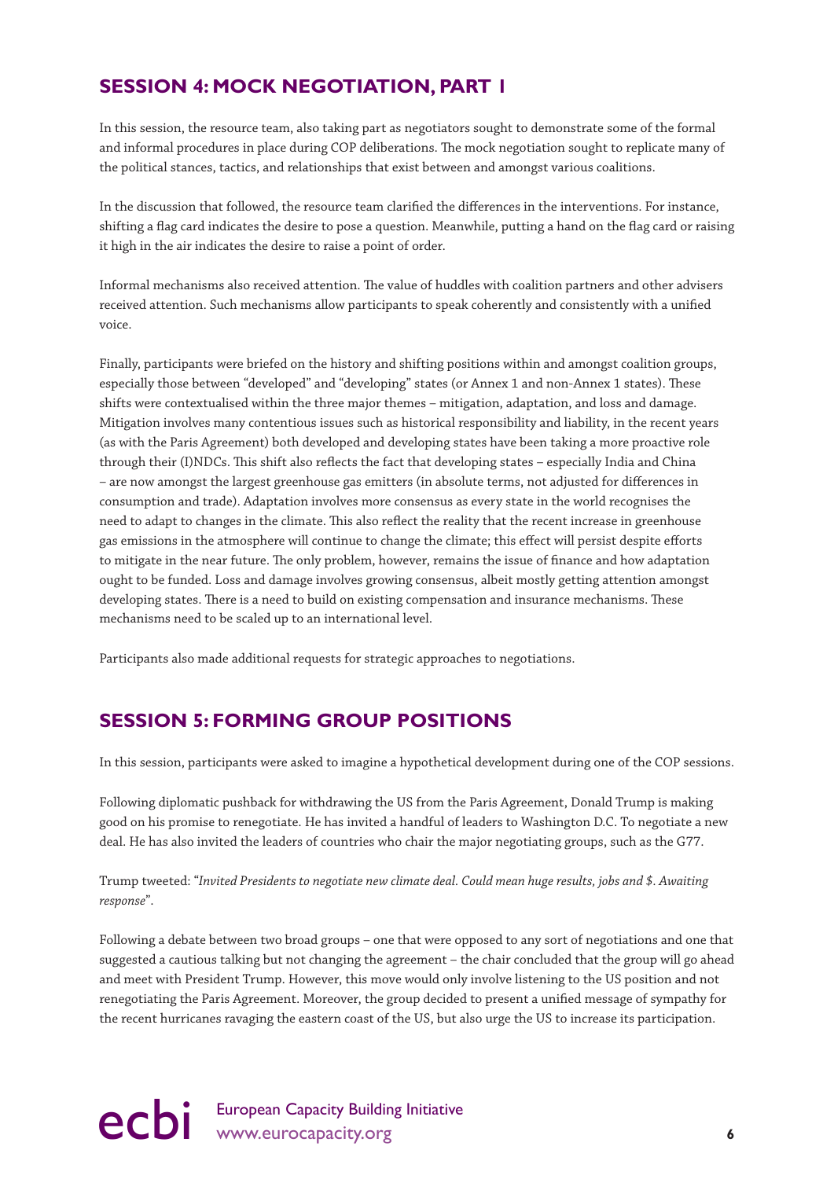## SESSION 4: MOCK NEGOTIATION, PART 1

In this session, the resource team, also taking part as negotiators sought to demonstrate some of the formal and informal procedures in place during COP deliberations. The mock negotiation sought to replicate many of the political stances, tactics, and relationships that exist between and amongst various coalitions.

In the discussion that followed, the resource team clarified the differences in the interventions. For instance, shifting a flag card indicates the desire to pose a question. Meanwhile, putting a hand on the flag card or raising it high in the air indicates the desire to raise a point of order.

Informal mechanisms also received attention. The value of huddles with coalition partners and other advisers received attention. Such mechanisms allow participants to speak coherently and consistently with a unified voice.

Finally, participants were briefed on the history and shifting positions within and amongst coalition groups, especially those between "developed" and "developing" states (or Annex 1 and non-Annex 1 states). These shifts were contextualised within the three major themes – mitigation, adaptation, and loss and damage. Mitigation involves many contentious issues such as historical responsibility and liability, in the recent years (as with the Paris Agreement) both developed and developing states have been taking a more proactive role through their (I)NDCs. This shift also reflects the fact that developing states – especially India and China – are now amongst the largest greenhouse gas emitters (in absolute terms, not adjusted for differences in consumption and trade). Adaptation involves more consensus as every state in the world recognises the need to adapt to changes in the climate. This also reflect the reality that the recent increase in greenhouse gas emissions in the atmosphere will continue to change the climate; this effect will persist despite efforts to mitigate in the near future. The only problem, however, remains the issue of finance and how adaptation ought to be funded. Loss and damage involves growing consensus, albeit mostly getting attention amongst developing states. There is a need to build on existing compensation and insurance mechanisms. These mechanisms need to be scaled up to an international level.

Participants also made additional requests for strategic approaches to negotiations.

## SESSION 5: FORMING GROUP POSITIONS

In this session, participants were asked to imagine a hypothetical development during one of the COP sessions.

Following diplomatic pushback for withdrawing the US from the Paris Agreement, Donald Trump is making good on his promise to renegotiate. He has invited a handful of leaders to Washington D.C. To negotiate a new deal. He has also invited the leaders of countries who chair the major negotiating groups, such as the G77.

Trump tweeted: "*Invited Presidents to negotiate new climate deal. Could mean huge results, jobs and $. Awaiting response*".

Following a debate between two broad groups – one that were opposed to any sort of negotiations and one that suggested a cautious talking but not changing the agreement – the chair concluded that the group will go ahead and meet with President Trump. However, this move would only involve listening to the US position and not renegotiating the Paris Agreement. Moreover, the group decided to present a unified message of sympathy for the recent hurricanes ravaging the eastern coast of the US, but also urge the US to increase its participation.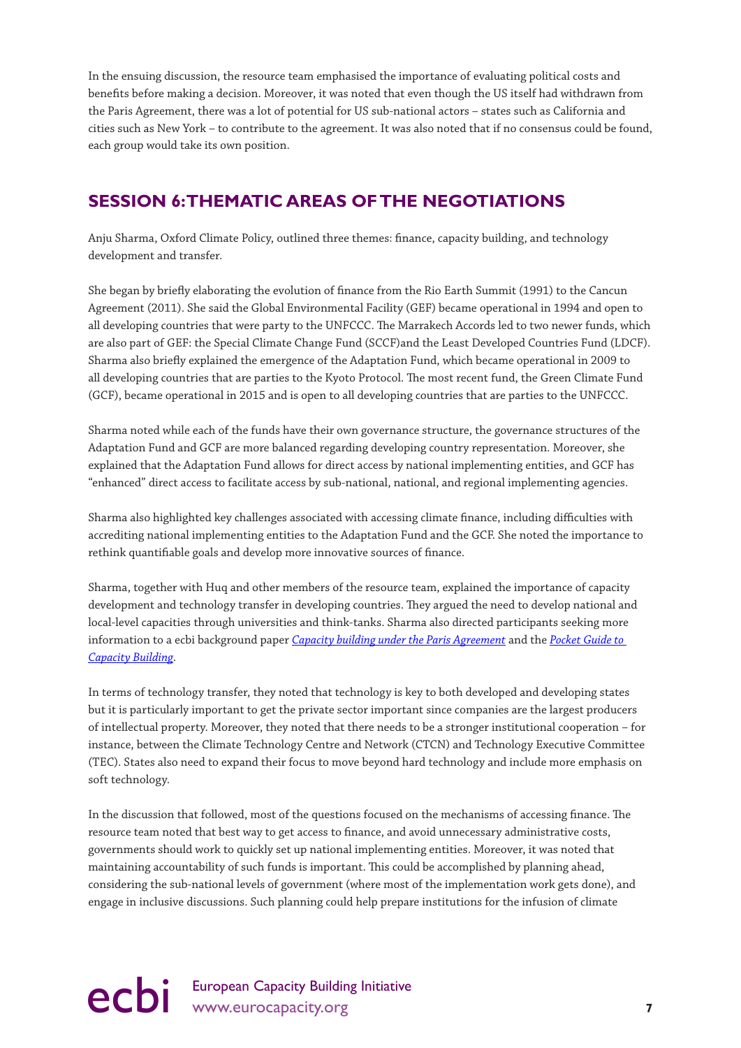In the ensuing discussion, the resource team emphasised the importance of evaluating political costs and benefits before making a decision. Moreover, it was noted that even though the US itself had withdrawn from the Paris Agreement, there was a lot of potential for US sub-national actors – states such as California and cities such as New York – to contribute to the agreement. It was also noted that if no consensus could be found, each group would take its own position.

## SESSION 6: THEMATIC AREAS OF THE NEGOTIATIONS

Anju Sharma, Oxford Climate Policy, outlined three themes: finance, capacity building, and technology development and transfer.

She began by briefly elaborating the evolution of finance from the Rio Earth Summit (1991) to the Cancun Agreement (2011). She said the Global Environmental Facility (GEF) became operational in 1994 and open to all developing countries that were party to the UNFCCC. The Marrakech Accords led to two newer funds, which are also part of GEF: the Special Climate Change Fund (SCCF)and the Least Developed Countries Fund (LDCF). Sharma also briefly explained the emergence of the Adaptation Fund, which became operational in 2009 to all developing countries that are parties to the Kyoto Protocol. The most recent fund, the Green Climate Fund (GCF), became operational in 2015 and is open to all developing countries that are parties to the UNFCCC.

Sharma noted while each of the funds have their own governance structure, the governance structures of the Adaptation Fund and GCF are more balanced regarding developing country representation. Moreover, she explained that the Adaptation Fund allows for direct access by national implementing entities, and GCF has "enhanced" direct access to facilitate access by sub-national, national, and regional implementing agencies.

Sharma also highlighted key challenges associated with accessing climate finance, including difficulties with accrediting national implementing entities to the Adaptation Fund and the GCF. She noted the importance to rethink quantifiable goals and develop more innovative sources of finance.

Sharma, together with Huq and other members of the resource team, explained the importance of capacity development and technology transfer in developing countries. They argued the need to develop national and local-level capacities through universities and think-tanks. Sharma also directed participants seeking more information to a ecbi background paper *Capacity building under the Paris Agreement* and the *Pocket Guide to Capacity Building*.

In terms of technology transfer, they noted that technology is key to both developed and developing states but it is particularly important to get the private sector important since companies are the largest producers of intellectual property. Moreover, they noted that there needs to be a stronger institutional cooperation – for instance, between the Climate Technology Centre and Network (CTCN) and Technology Executive Committee (TEC). States also need to expand their focus to move beyond hard technology and include more emphasis on soft technology.

In the discussion that followed, most of the questions focused on the mechanisms of accessing finance. The resource team noted that best way to get access to finance, and avoid unnecessary administrative costs, governments should work to quickly set up national implementing entities. Moreover, it was noted that maintaining accountability of such funds is important. This could be accomplished by planning ahead, considering the sub-national levels of government (where most of the implementation work gets done), and engage in inclusive discussions. Such planning could help prepare institutions for the infusion of climate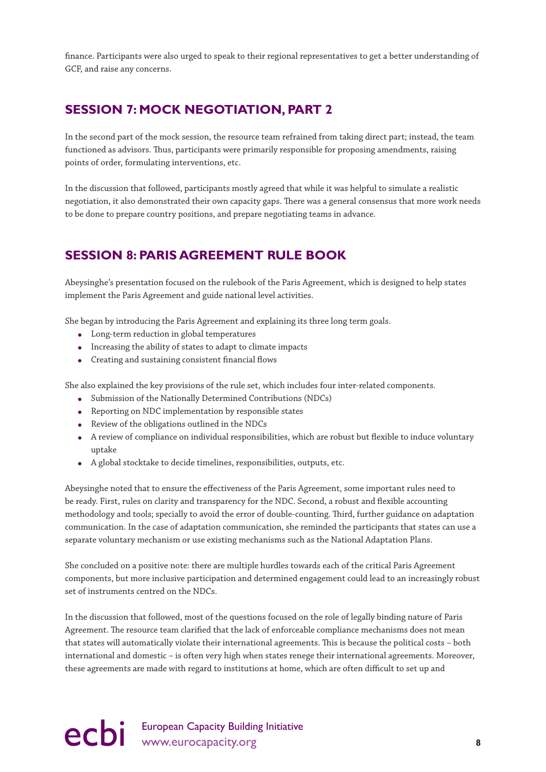finance. Participants were also urged to speak to their regional representatives to get a better understanding of GCF, and raise any concerns.

## SESSION 7: MOCK NEGOTIATION, PART 2

In the second part of the mock session, the resource team refrained from taking direct part; instead, the team functioned as advisors. Thus, participants were primarily responsible for proposing amendments, raising points of order, formulating interventions, etc.

In the discussion that followed, participants mostly agreed that while it was helpful to simulate a realistic negotiation, it also demonstrated their own capacity gaps. There was a general consensus that more work needs to be done to prepare country positions, and prepare negotiating teams in advance.

## SESSION 8: PARIS AGREEMENT RULE BOOK

Abeysinghe's presentation focused on the rulebook of the Paris Agreement, which is designed to help states implement the Paris Agreement and guide national level activities.

She began by introducing the Paris Agreement and explaining its three long term goals.

- Long-term reduction in global temperatures
- Increasing the ability of states to adapt to climate impacts
- Creating and sustaining consistent financial flows

She also explained the key provisions of the rule set, which includes four inter-related components.

- Submission of the Nationally Determined Contributions (NDCs)
- Reporting on NDC implementation by responsible states
- Review of the obligations outlined in the NDCs
- A review of compliance on individual responsibilities, which are robust but flexible to induce voluntary uptake
- A global stocktake to decide timelines, responsibilities, outputs, etc.

Abeysinghe noted that to ensure the effectiveness of the Paris Agreement, some important rules need to be ready. First, rules on clarity and transparency for the NDC. Second, a robust and flexible accounting methodology and tools; specially to avoid the error of double-counting. Third, further guidance on adaptation communication. In the case of adaptation communication, she reminded the participants that states can use a separate voluntary mechanism or use existing mechanisms such as the National Adaptation Plans.

She concluded on a positive note: there are multiple hurdles towards each of the critical Paris Agreement components, but more inclusive participation and determined engagement could lead to an increasingly robust set of instruments centred on the NDCs.

In the discussion that followed, most of the questions focused on the role of legally binding nature of Paris Agreement. The resource team clarified that the lack of enforceable compliance mechanisms does not mean that states will automatically violate their international agreements. This is because the political costs – both international and domestic – is often very high when states renege their international agreements. Moreover, these agreements are made with regard to institutions at home, which are often difficult to set up and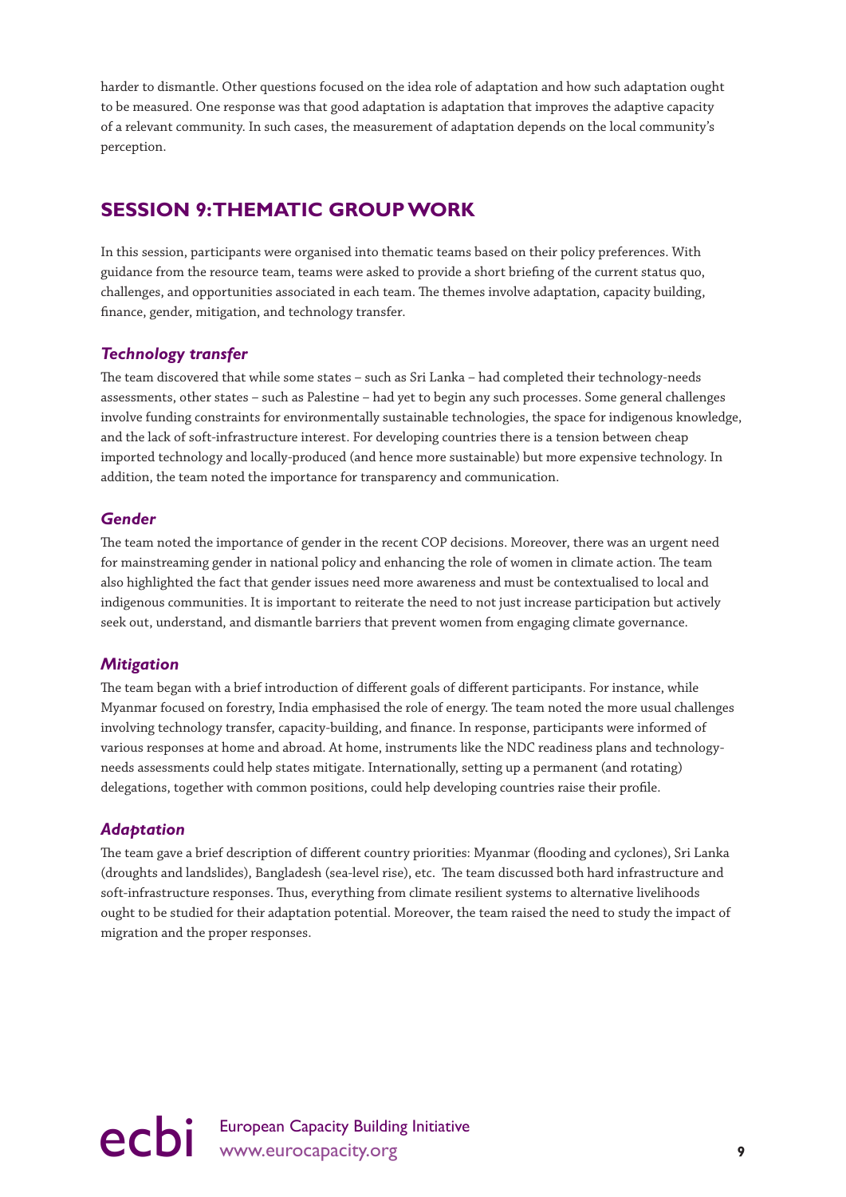harder to dismantle. Other questions focused on the idea role of adaptation and how such adaptation ought to be measured. One response was that good adaptation is adaptation that improves the adaptive capacity of a relevant community. In such cases, the measurement of adaptation depends on the local community's perception.

## SESSION 9: THEMATIC GROUP WORK

In this session, participants were organised into thematic teams based on their policy preferences. With guidance from the resource team, teams were asked to provide a short briefing of the current status quo, challenges, and opportunities associated in each team. The themes involve adaptation, capacity building, finance, gender, mitigation, and technology transfer.

### *Technology transfer*

The team discovered that while some states – such as Sri Lanka – had completed their technology-needs assessments, other states – such as Palestine – had yet to begin any such processes. Some general challenges involve funding constraints for environmentally sustainable technologies, the space for indigenous knowledge, and the lack of soft-infrastructure interest. For developing countries there is a tension between cheap imported technology and locally-produced (and hence more sustainable) but more expensive technology. In addition, the team noted the importance for transparency and communication.

### *Gender*

The team noted the importance of gender in the recent COP decisions. Moreover, there was an urgent need for mainstreaming gender in national policy and enhancing the role of women in climate action. The team also highlighted the fact that gender issues need more awareness and must be contextualised to local and indigenous communities. It is important to reiterate the need to not just increase participation but actively seek out, understand, and dismantle barriers that prevent women from engaging climate governance.

### *Mitigation*

The team began with a brief introduction of different goals of different participants. For instance, while Myanmar focused on forestry, India emphasised the role of energy. The team noted the more usual challenges involving technology transfer, capacity-building, and finance. In response, participants were informed of various responses at home and abroad. At home, instruments like the NDC readiness plans and technology-needs assessments could help states mitigate. Internationally, setting up a permanent (and rotating) delegations, together with common positions, could help developing countries raise their profile.

### *Adaptation*

The team gave a brief description of different country priorities: Myanmar (flooding and cyclones), Sri Lanka (droughts and landslides), Bangladesh (sea-level rise), etc. The team discussed both hard infrastructure and soft-infrastructure responses. Thus, everything from climate resilient systems to alternative livelihoods ought to be studied for their adaptation potential. Moreover, the team raised the need to study the impact of migration and the proper responses.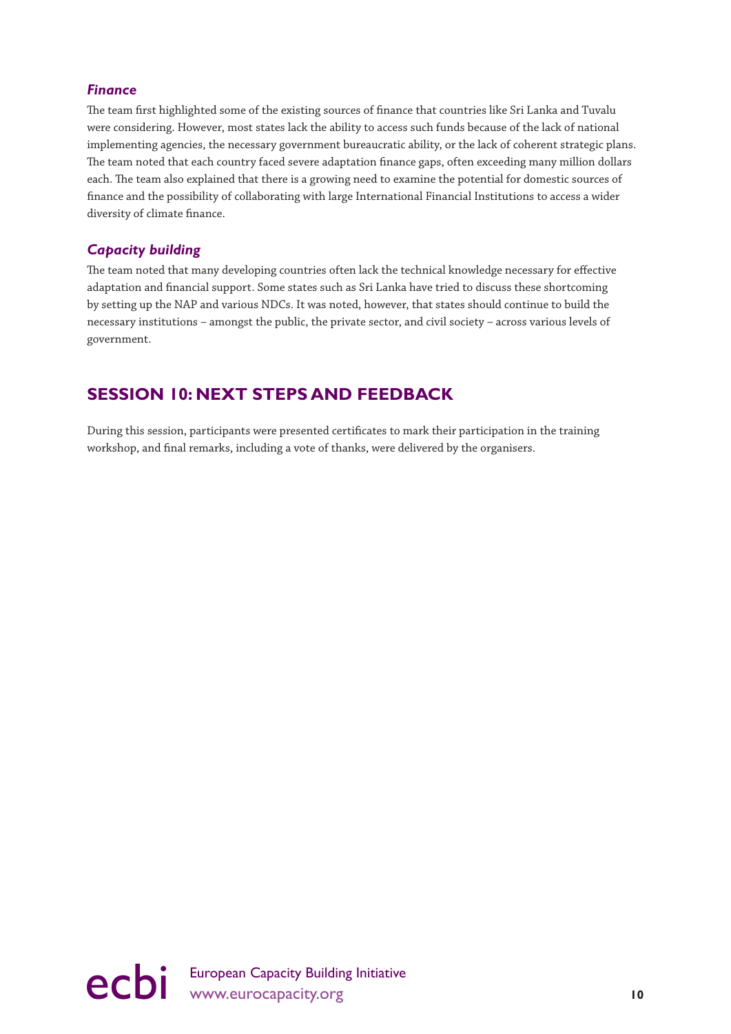### *Finance*

The team first highlighted some of the existing sources of finance that countries like Sri Lanka and Tuvalu were considering. However, most states lack the ability to access such funds because of the lack of national implementing agencies, the necessary government bureaucratic ability, or the lack of coherent strategic plans. The team noted that each country faced severe adaptation finance gaps, often exceeding many million dollars each. The team also explained that there is a growing need to examine the potential for domestic sources of finance and the possibility of collaborating with large International Financial Institutions to access a wider diversity of climate finance.

### *Capacity building*

The team noted that many developing countries often lack the technical knowledge necessary for effective adaptation and financial support. Some states such as Sri Lanka have tried to discuss these shortcoming by setting up the NAP and various NDCs. It was noted, however, that states should continue to build the necessary institutions – amongst the public, the private sector, and civil society – across various levels of government.

## SESSION 10: NEXT STEPS AND FEEDBACK

During this session, participants were presented certificates to mark their participation in the training workshop, and final remarks, including a vote of thanks, were delivered by the organisers.